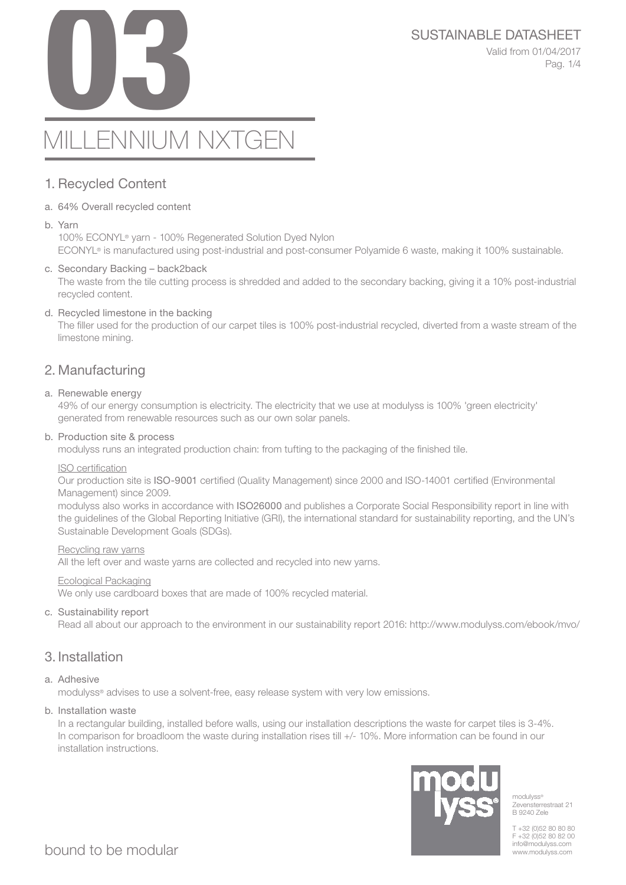# 03

# MILLENNIUM NXTGEN

SUSTAINABLE DATASHEET

Valid from 01/04/2017

## 1. Recycled Content

a. 64% Overall recycled content

b. Yarn

100% ECONYL® yarn - 100% Regenerated Solution Dyed Nylon

ECONYL® is manufactured using post-industrial and post-consumer Polyamide 6 waste, making it 100% sustainable.

c. Secondary Backing – back2back

The waste from the tile cutting process is shredded and added to the secondary backing, giving it a 10% post-industrial recycled content.

d. Recycled limestone in the backing

The filler used for the production of our carpet tiles is 100% post-industrial recycled, diverted from a waste stream of the limestone mining.

## 2. Manufacturing

a. Renewable energy

49% of our energy consumption is electricity. The electricity that we use at modulyss is 100% 'green electricity' generated from renewable resources such as our own solar panels.

b. Production site & process

modulyss runs an integrated production chain: from tufting to the packaging of the finished tile.

ISO certification

Our production site is ISO-9001 certified (Quality Management) since 2000 and ISO-14001 certified (Environmental Management) since 2009.

modulyss also works in accordance with ISO26000 and publishes a Corporate Social Responsibility report in line with the guidelines of the Global Reporting Initiative (GRI), the international standard for sustainability reporting, and the UN's Sustainable Development Goals (SDGs).

Recycling raw yarns

All the left over and waste yarns are collected and recycled into new yarns.

Ecological Packaging

We only use cardboard boxes that are made of 100% recycled material.

c. Sustainability report

Read all about our approach to the environment in our sustainability report 2016: http://www.modulyss.com/ebook/mvo/

## 3. Installation

a. Adhesive

modulyss® advises to use a solvent-free, easy release system with very low emissions.

b. Installation waste

In a rectangular building, installed before walls, using our installation descriptions the waste for carpet tiles is 3-4%. In comparison for broadloom the waste during installation rises till +/- 10%. More information can be found in our installation instructions.

bound to be modular

modulyss®
Zevensterrestraat 21
B 9240 Zele

T +32 (0)52 80 80 80
F +32 (0)52 80 82 00
info@modulyss.com
www.modulyss.com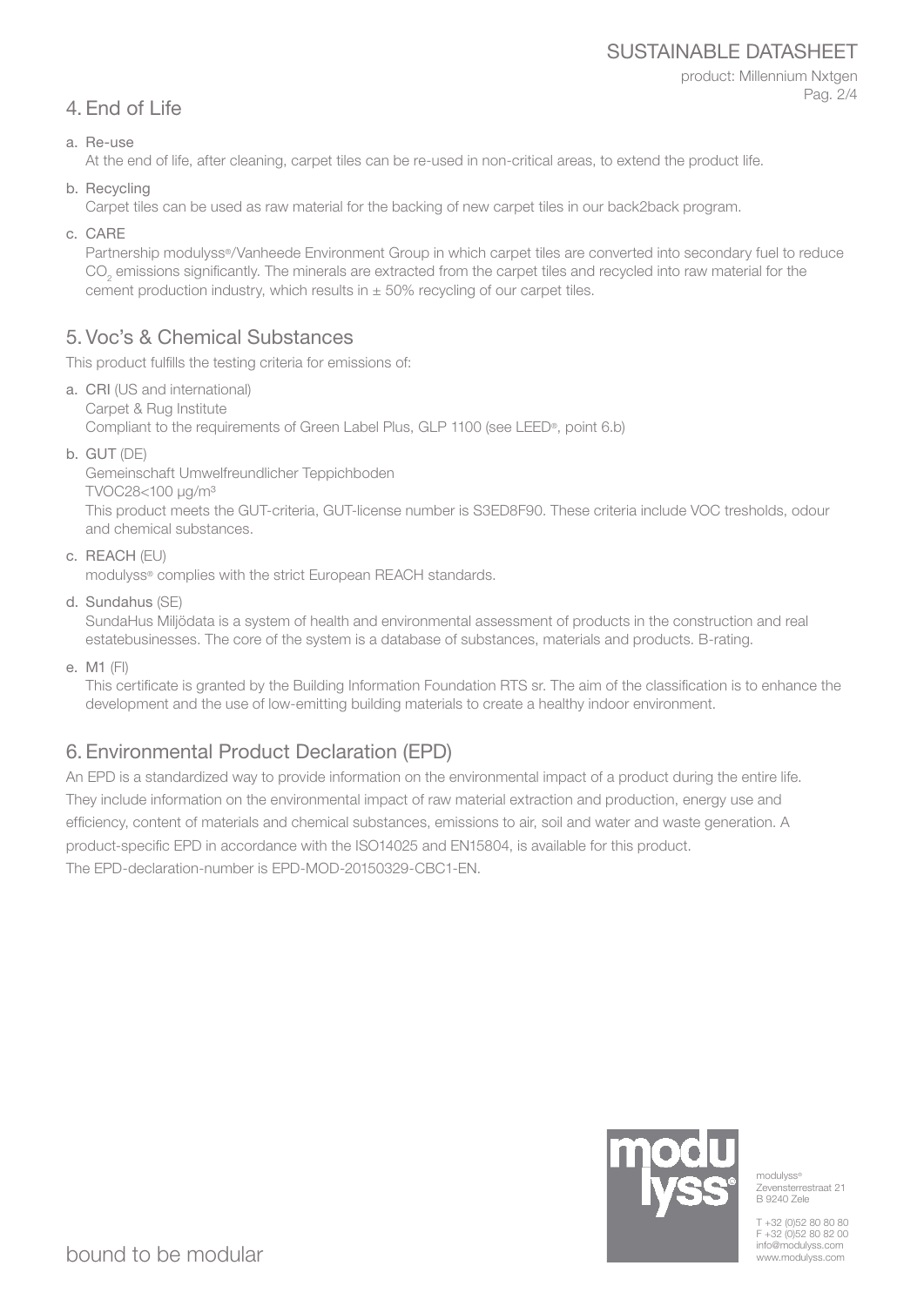## 4. End of Life

a. Re-use

At the end of life, after cleaning, carpet tiles can be re-used in non-critical areas, to extend the product life.

b. Recycling

Carpet tiles can be used as raw material for the backing of new carpet tiles in our back2back program.

c. CARE

Partnership modulyss®/Vanheede Environment Group in which carpet tiles are converted into secondary fuel to reduce $CO_2$ emissions significantly. The minerals are extracted from the carpet tiles and recycled into raw material for the cement production industry, which results in ± 50% recycling of our carpet tiles.

## 5. Voc's & Chemical Substances

This product fulfills the testing criteria for emissions of:

a. CRI (US and international)
Carpet & Rug Institute
Compliant to the requirements of Green Label Plus, GLP 1100 (see LEED®, point 6.b)

b. GUT (DE)
Gemeinschaft Umwelfreundlicher Teppichboden
TVOC28<100 µg/m³
This product meets the GUT-criteria, GUT-license number is S3ED8F90. These criteria include VOC tresholds, odour and chemical substances.

c. REACH (EU)
modulyss® complies with the strict European REACH standards.

d. Sundahus (SE)
SundaHus Miljödata is a system of health and environmental assessment of products in the construction and real estatebusinesses. The core of the system is a database of substances, materials and products. B-rating.

e. M1 (FI)
This certificate is granted by the Building Information Foundation RTS sr. The aim of the classification is to enhance the development and the use of low-emitting building materials to create a healthy indoor environment.

## 6. Environmental Product Declaration (EPD)

An EPD is a standardized way to provide information on the environmental impact of a product during the entire life. They include information on the environmental impact of raw material extraction and production, energy use and efficiency, content of materials and chemical substances, emissions to air, soil and water and waste generation. A product-specific EPD in accordance with the ISO14025 and EN15804, is available for this product.
The EPD-declaration-number is EPD-MOD-20150329-CBC1-EN.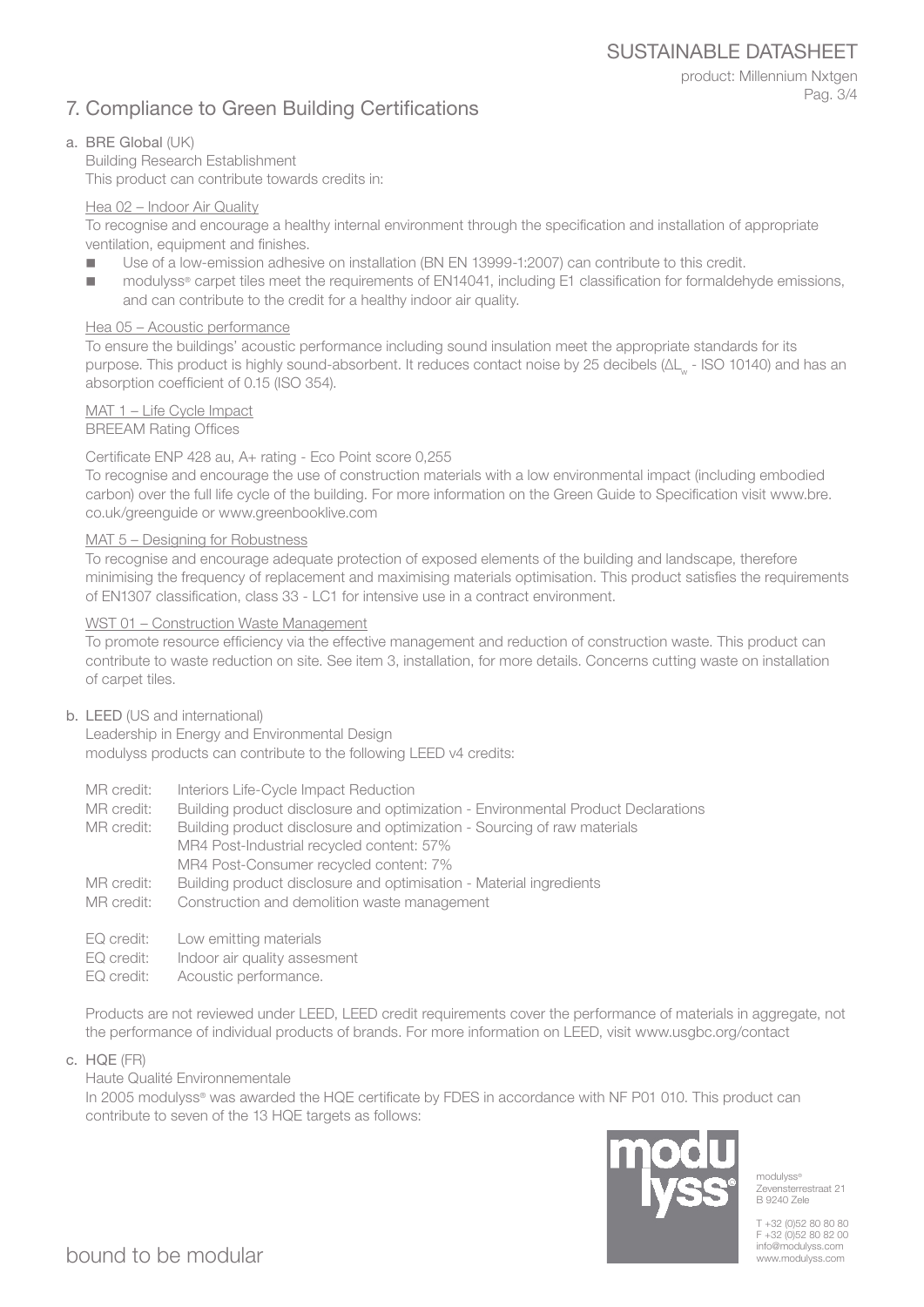# 7. Compliance to Green Building Certifications

## a. BRE Global (UK)

Building Research Establishment
This product can contribute towards credits in:

### Hea 02 – Indoor Air Quality

To recognise and encourage a healthy internal environment through the specification and installation of appropriate ventilation, equipment and finishes.

- Use of a low-emission adhesive on installation (BN EN 13999-1:2007) can contribute to this credit.
- modulyss® carpet tiles meet the requirements of EN14041, including E1 classification for formaldehyde emissions, and can contribute to the credit for a healthy indoor air quality.

### Hea 05 – Acoustic performance

To ensure the buildings' acoustic performance including sound insulation meet the appropriate standards for its purpose. This product is highly sound-absorbent. It reduces contact noise by 25 decibels ($\Delta L_w$ - ISO 10140) and has an absorption coefficient of 0.15 (ISO 354).

### MAT 1 – Life Cycle Impact

BREEAM Rating Offices

Certificate ENP 428 au, A+ rating - Eco Point score 0,255
To recognise and encourage the use of construction materials with a low environmental impact (including embodied carbon) over the full life cycle of the building. For more information on the Green Guide to Specification visit www.bre.co.uk/greenguide or www.greenbooklive.com

### MAT 5 – Designing for Robustness

To recognise and encourage adequate protection of exposed elements of the building and landscape, therefore minimising the frequency of replacement and maximising materials optimisation. This product satisfies the requirements of EN1307 classification, class 33 - LC1 for intensive use in a contract environment.

### WST 01 – Construction Waste Management

To promote resource efficiency via the effective management and reduction of construction waste. This product can contribute to waste reduction on site. See item 3, installation, for more details. Concerns cutting waste on installation of carpet tiles.

## b. LEED (US and international)

Leadership in Energy and Environmental Design
modulyss products can contribute to the following LEED v4 credits:

MR credit: Interiors Life-Cycle Impact Reduction
MR credit: Building product disclosure and optimization - Environmental Product Declarations
MR credit: Building product disclosure and optimization - Sourcing of raw materials
MR4 Post-Industrial recycled content: 57%
MR4 Post-Consumer recycled content: 7%
MR credit: Building product disclosure and optimisation - Material ingredients
MR credit: Construction and demolition waste management

EQ credit: Low emitting materials
EQ credit: Indoor air quality assesment
EQ credit: Acoustic performance.

Products are not reviewed under LEED, LEED credit requirements cover the performance of materials in aggregate, not the performance of individual products of brands. For more information on LEED, visit www.usgbc.org/contact

## c. HQE (FR)

Haute Qualité Environnementale
In 2005 modulyss® was awarded the HQE certificate by FDES in accordance with NF P01 010. This product can contribute to seven of the 13 HQE targets as follows: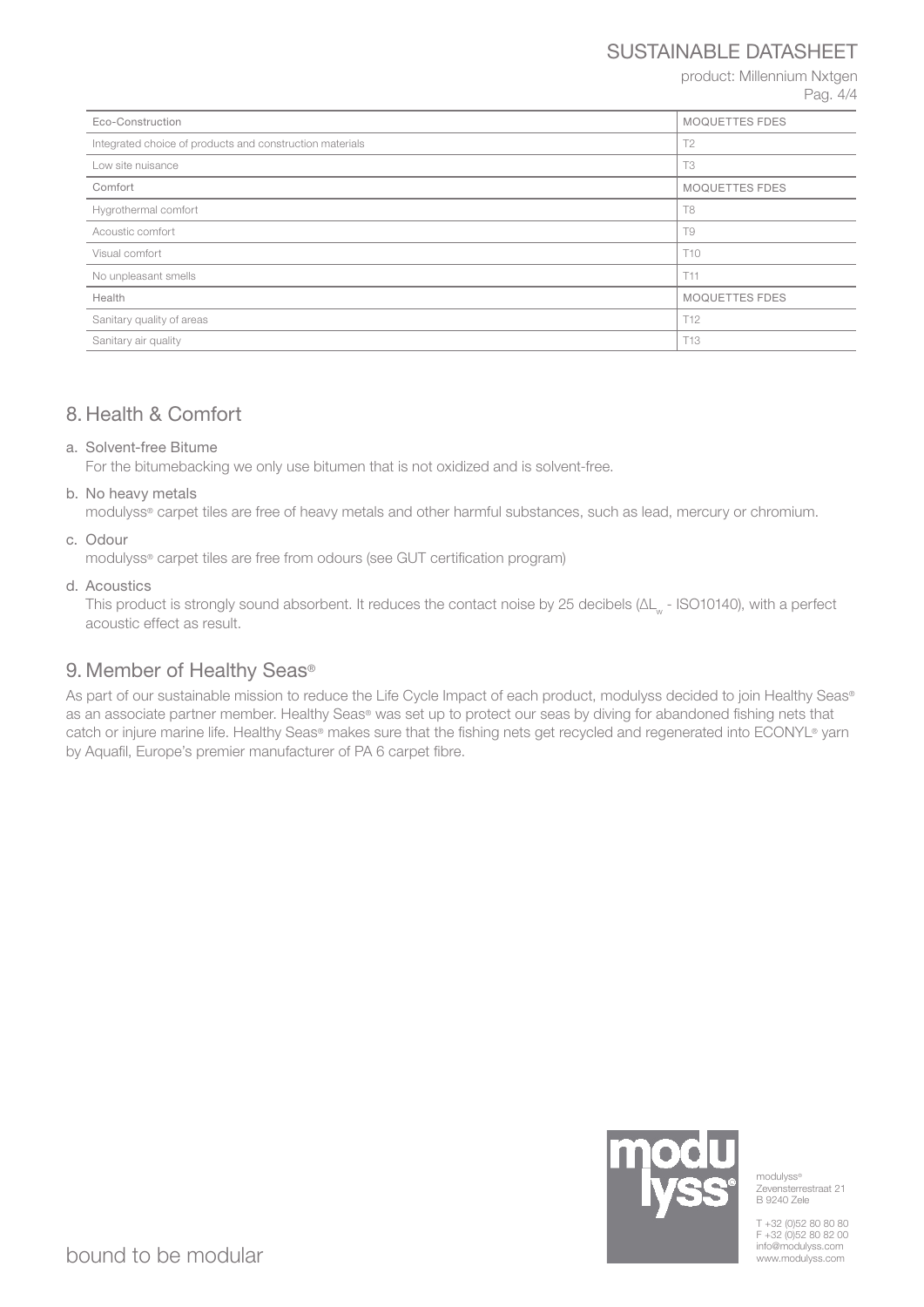| Eco-Construction | MOQUETTES FDES |
| --- | --- |
| Integrated choice of products and construction materials | T2 |
| Low site nuisance | T3 |
| **Comfort** | **MOQUETTES FDES** |
| Hygrothermal comfort | T8 |
| Acoustic comfort | T9 |
| Visual comfort | T10 |
| No unpleasant smells | T11 |
| **Health** | **MOQUETTES FDES** |
| Sanitary quality of areas | T12 |
| Sanitary air quality | T13 |

## 8. Health & Comfort

a. Solvent-free Bitume

For the bitumebacking we only use bitumen that is not oxidized and is solvent-free.

b. No heavy metals

modulyss® carpet tiles are free of heavy metals and other harmful substances, such as lead, mercury or chromium.

c. Odour

modulyss® carpet tiles are free from odours (see GUT certification program)

d. Acoustics

This product is strongly sound absorbent. It reduces the contact noise by 25 decibels ($\Delta L_w$ - ISO10140), with a perfect acoustic effect as result.

## 9. Member of Healthy Seas®

As part of our sustainable mission to reduce the Life Cycle Impact of each product, modulyss decided to join Healthy Seas® as an associate partner member. Healthy Seas® was set up to protect our seas by diving for abandoned fishing nets that catch or injure marine life. Healthy Seas® makes sure that the fishing nets get recycled and regenerated into ECONYL® yarn by Aquafil, Europe's premier manufacturer of PA 6 carpet fibre.

modulyss®
Zevensterrestraat 21
B 9240 Zele

T +32 (0)52 80 80 80
F +32 (0)52 80 82 00
info@modulyss.com
www.modulyss.com

bound to be modular